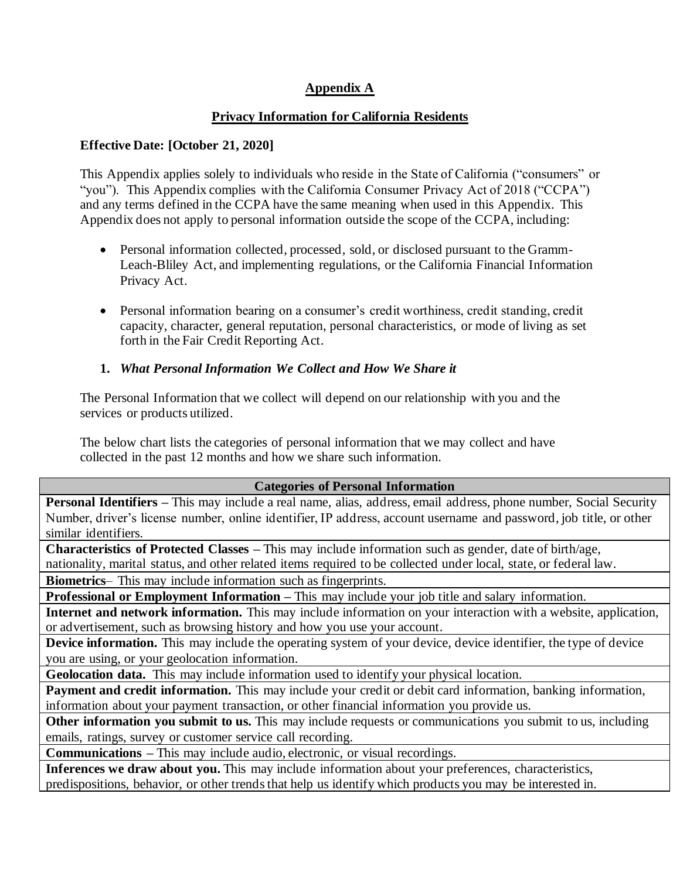## Appendix A

## Privacy Information for California Residents

**Effective Date: [October 21, 2020]**

This Appendix applies solely to individuals who reside in the State of California ("consumers" or "you"). This Appendix complies with the California Consumer Privacy Act of 2018 ("CCPA") and any terms defined in the CCPA have the same meaning when used in this Appendix. This Appendix does not apply to personal information outside the scope of the CCPA, including:

- Personal information collected, processed, sold, or disclosed pursuant to the Gramm-Leach-Bliley Act, and implementing regulations, or the California Financial Information Privacy Act.
- Personal information bearing on a consumer's credit worthiness, credit standing, credit capacity, character, general reputation, personal characteristics, or mode of living as set forth in the Fair Credit Reporting Act.

### 1. *What Personal Information We Collect and How We Share it*

The Personal Information that we collect will depend on our relationship with you and the services or products utilized.

The below chart lists the categories of personal information that we may collect and have collected in the past 12 months and how we share such information.

| Categories of Personal Information |
|---|
| **Personal Identifiers –** This may include a real name, alias, address, email address, phone number, Social Security Number, driver's license number, online identifier, IP address, account username and password, job title, or other similar identifiers. |
| **Characteristics of Protected Classes –** This may include information such as gender, date of birth/age, nationality, marital status, and other related items required to be collected under local, state, or federal law. |
| **Biometrics**– This may include information such as fingerprints. |
| **Professional or Employment Information –** This may include your job title and salary information. |
| **Internet and network information.** This may include information on your interaction with a website, application, or advertisement, such as browsing history and how you use your account. |
| **Device information.** This may include the operating system of your device, device identifier, the type of device you are using, or your geolocation information. |
| **Geolocation data.** This may include information used to identify your physical location. |
| **Payment and credit information.** This may include your credit or debit card information, banking information, information about your payment transaction, or other financial information you provide us. |
| **Other information you submit to us.** This may include requests or communications you submit to us, including emails, ratings, survey or customer service call recording. |
| **Communications –** This may include audio, electronic, or visual recordings. |
| **Inferences we draw about you.** This may include information about your preferences, characteristics, predispositions, behavior, or other trends that help us identify which products you may be interested in. |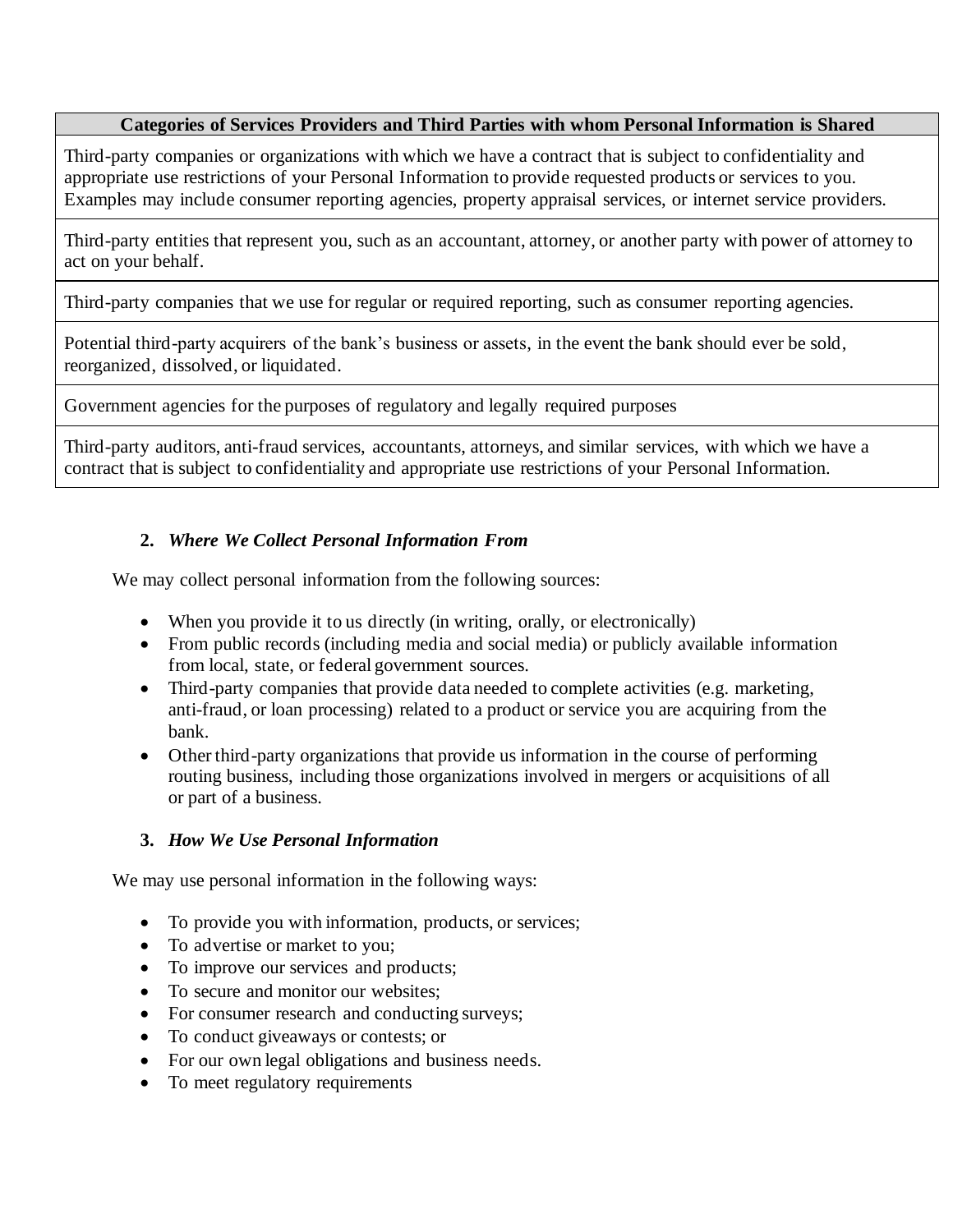| Categories of Services Providers and Third Parties with whom Personal Information is Shared |
|---|
| Third-party companies or organizations with which we have a contract that is subject to confidentiality and appropriate use restrictions of your Personal Information to provide requested products or services to you. Examples may include consumer reporting agencies, property appraisal services, or internet service providers. |
| Third-party entities that represent you, such as an accountant, attorney, or another party with power of attorney to act on your behalf. |
| Third-party companies that we use for regular or required reporting, such as consumer reporting agencies. |
| Potential third-party acquirers of the bank's business or assets, in the event the bank should ever be sold, reorganized, dissolved, or liquidated. |
| Government agencies for the purposes of regulatory and legally required purposes |
| Third-party auditors, anti-fraud services, accountants, attorneys, and similar services, with which we have a contract that is subject to confidentiality and appropriate use restrictions of your Personal Information. |

**2.** ***Where We Collect Personal Information From***

We may collect personal information from the following sources:

- When you provide it to us directly (in writing, orally, or electronically)
- From public records (including media and social media) or publicly available information from local, state, or federal government sources.
- Third-party companies that provide data needed to complete activities (e.g. marketing, anti-fraud, or loan processing) related to a product or service you are acquiring from the bank.
- Other third-party organizations that provide us information in the course of performing routing business, including those organizations involved in mergers or acquisitions of all or part of a business.

**3.** ***How We Use Personal Information***

We may use personal information in the following ways:

- To provide you with information, products, or services;
- To advertise or market to you;
- To improve our services and products;
- To secure and monitor our websites;
- For consumer research and conducting surveys;
- To conduct giveaways or contests; or
- For our own legal obligations and business needs.
- To meet regulatory requirements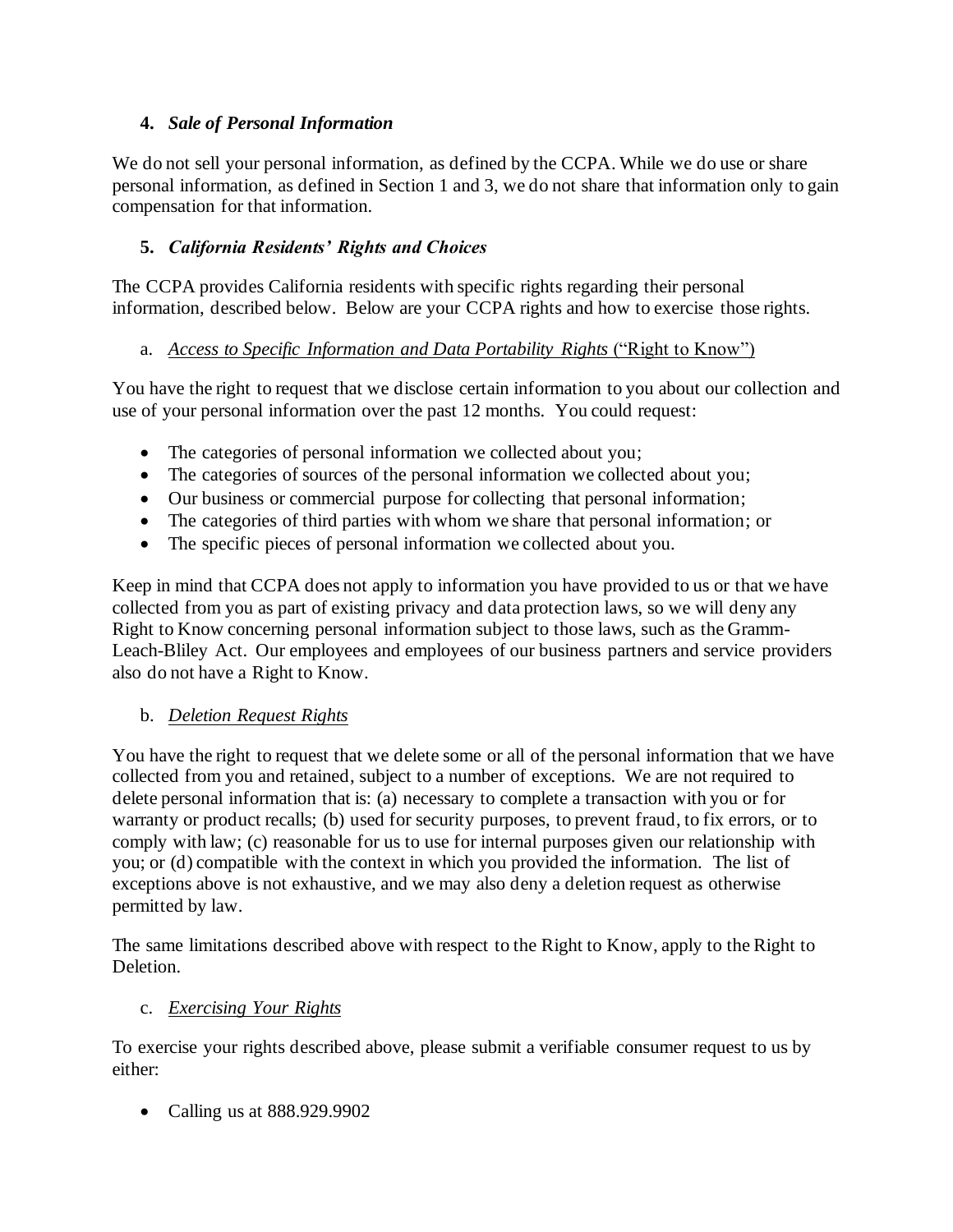## 4. *Sale of Personal Information*

We do not sell your personal information, as defined by the CCPA. While we do use or share personal information, as defined in Section 1 and 3, we do not share that information only to gain compensation for that information.

## 5. *California Residents' Rights and Choices*

The CCPA provides California residents with specific rights regarding their personal information, described below. Below are your CCPA rights and how to exercise those rights.

### a. *Access to Specific Information and Data Portability Rights* ("Right to Know")

You have the right to request that we disclose certain information to you about our collection and use of your personal information over the past 12 months. You could request:

- The categories of personal information we collected about you;
- The categories of sources of the personal information we collected about you;
- Our business or commercial purpose for collecting that personal information;
- The categories of third parties with whom we share that personal information; or
- The specific pieces of personal information we collected about you.

Keep in mind that CCPA does not apply to information you have provided to us or that we have collected from you as part of existing privacy and data protection laws, so we will deny any Right to Know concerning personal information subject to those laws, such as the Gramm-Leach-Bliley Act. Our employees and employees of our business partners and service providers also do not have a Right to Know.

### b. *Deletion Request Rights*

You have the right to request that we delete some or all of the personal information that we have collected from you and retained, subject to a number of exceptions. We are not required to delete personal information that is: (a) necessary to complete a transaction with you or for warranty or product recalls; (b) used for security purposes, to prevent fraud, to fix errors, or to comply with law; (c) reasonable for us to use for internal purposes given our relationship with you; or (d) compatible with the context in which you provided the information. The list of exceptions above is not exhaustive, and we may also deny a deletion request as otherwise permitted by law.

The same limitations described above with respect to the Right to Know, apply to the Right to Deletion.

### c. *Exercising Your Rights*

To exercise your rights described above, please submit a verifiable consumer request to us by either:

- Calling us at 888.929.9902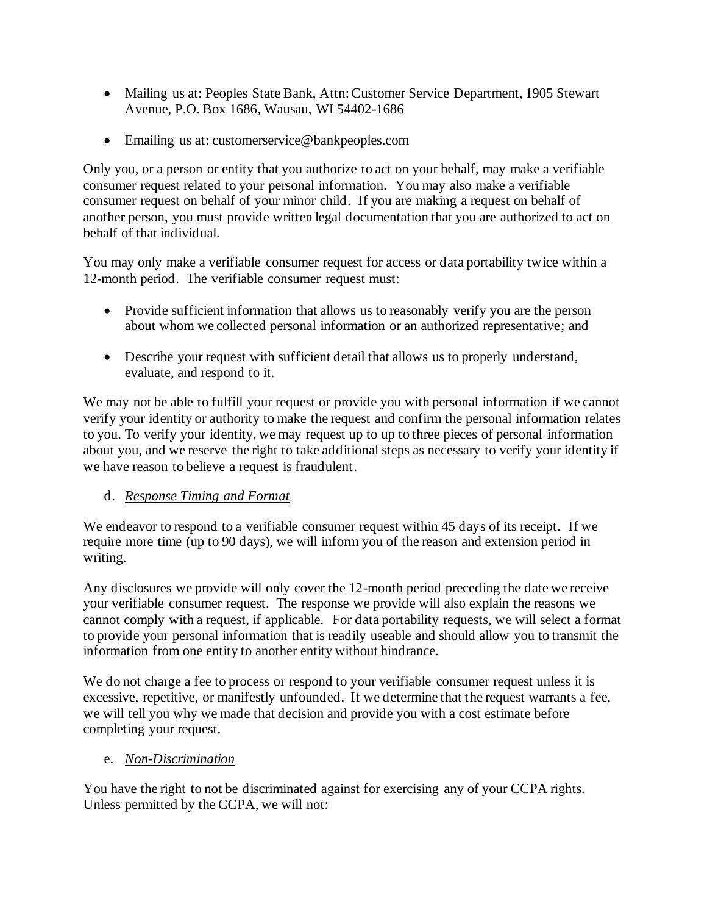- Mailing us at: Peoples State Bank, Attn: Customer Service Department, 1905 Stewart Avenue, P.O. Box 1686, Wausau, WI 54402-1686
- Emailing us at: customerservice@bankpeoples.com

Only you, or a person or entity that you authorize to act on your behalf, may make a verifiable consumer request related to your personal information. You may also make a verifiable consumer request on behalf of your minor child. If you are making a request on behalf of another person, you must provide written legal documentation that you are authorized to act on behalf of that individual.

You may only make a verifiable consumer request for access or data portability twice within a 12-month period. The verifiable consumer request must:

- Provide sufficient information that allows us to reasonably verify you are the person about whom we collected personal information or an authorized representative; and
- Describe your request with sufficient detail that allows us to properly understand, evaluate, and respond to it.

We may not be able to fulfill your request or provide you with personal information if we cannot verify your identity or authority to make the request and confirm the personal information relates to you. To verify your identity, we may request up to up to three pieces of personal information about you, and we reserve the right to take additional steps as necessary to verify your identity if we have reason to believe a request is fraudulent.

d. ***Response Timing and Format***

We endeavor to respond to a verifiable consumer request within 45 days of its receipt. If we require more time (up to 90 days), we will inform you of the reason and extension period in writing.

Any disclosures we provide will only cover the 12-month period preceding the date we receive your verifiable consumer request. The response we provide will also explain the reasons we cannot comply with a request, if applicable. For data portability requests, we will select a format to provide your personal information that is readily useable and should allow you to transmit the information from one entity to another entity without hindrance.

We do not charge a fee to process or respond to your verifiable consumer request unless it is excessive, repetitive, or manifestly unfounded. If we determine that the request warrants a fee, we will tell you why we made that decision and provide you with a cost estimate before completing your request.

e. ***Non-Discrimination***

You have the right to not be discriminated against for exercising any of your CCPA rights. Unless permitted by the CCPA, we will not: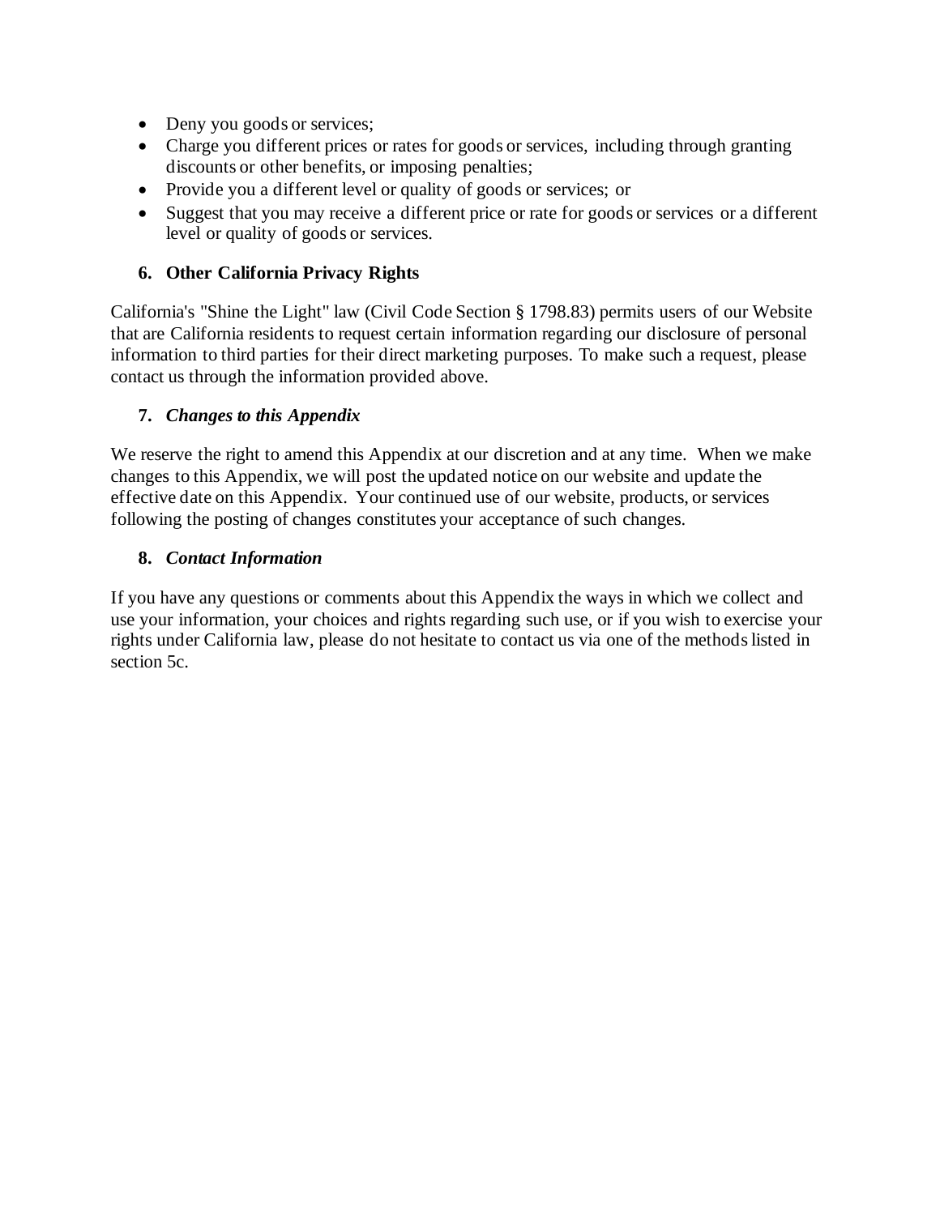- Deny you goods or services;
- Charge you different prices or rates for goods or services, including through granting discounts or other benefits, or imposing penalties;
- Provide you a different level or quality of goods or services; or
- Suggest that you may receive a different price or rate for goods or services or a different level or quality of goods or services.

### 6. Other California Privacy Rights

California's "Shine the Light" law (Civil Code Section § 1798.83) permits users of our Website that are California residents to request certain information regarding our disclosure of personal information to third parties for their direct marketing purposes. To make such a request, please contact us through the information provided above.

### 7. *Changes to this Appendix*

We reserve the right to amend this Appendix at our discretion and at any time. When we make changes to this Appendix, we will post the updated notice on our website and update the effective date on this Appendix. Your continued use of our website, products, or services following the posting of changes constitutes your acceptance of such changes.

### 8. *Contact Information*

If you have any questions or comments about this Appendix the ways in which we collect and use your information, your choices and rights regarding such use, or if you wish to exercise your rights under California law, please do not hesitate to contact us via one of the methods listed in section 5c.